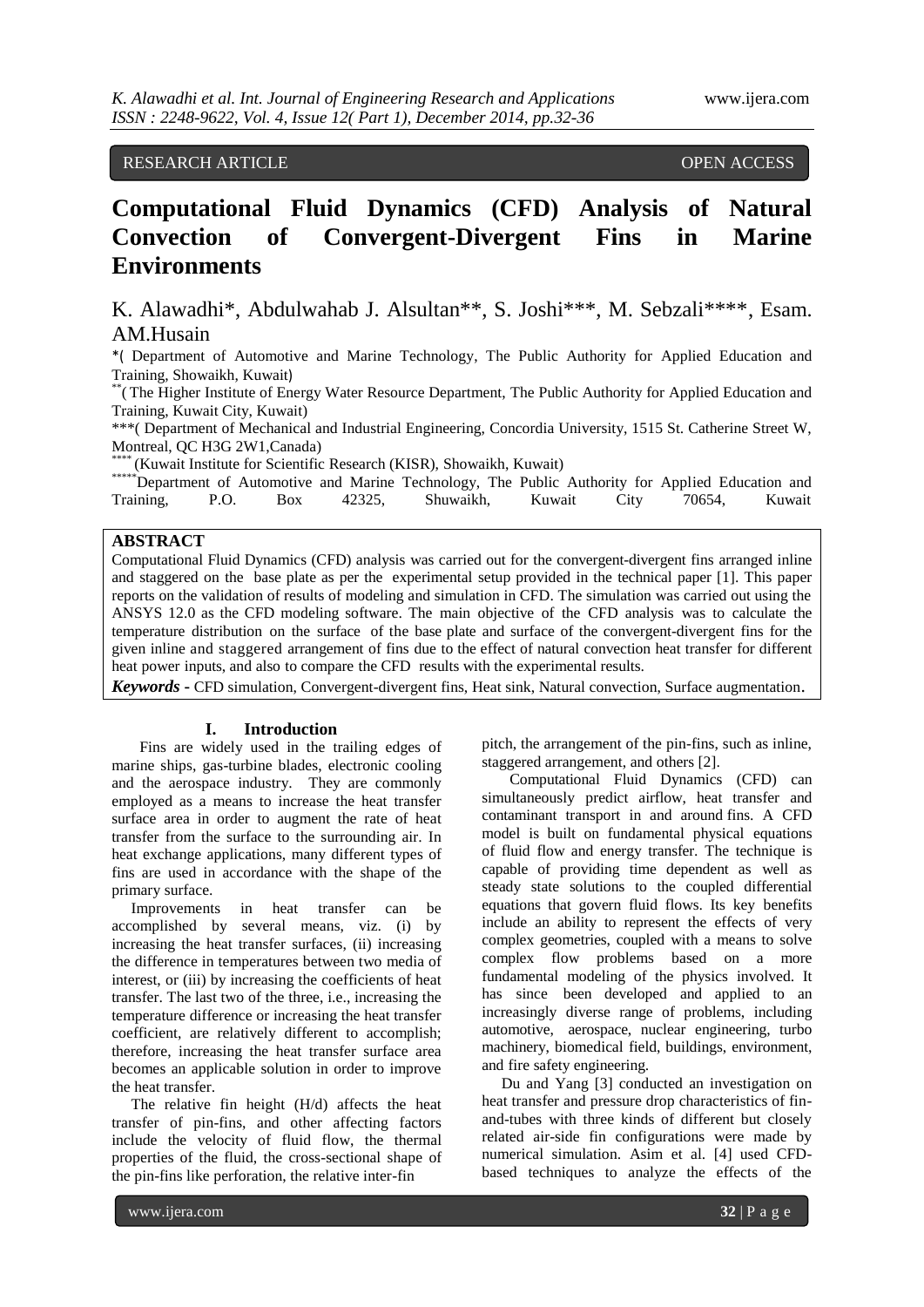RESEARCH ARTICLE OPEN ACCESS

# Computational Fluid Dynamics (CFD) Analysis of Natural Convection of Convergent-Divergent Fins in Marine Environments

K. Alawadhi*, Abdulwahab J. Alsultan**, S. Joshi***, M. Sebzali****, Esam. AM.Husain

*( Department of Automotive and Marine Technology, The Public Authority for Applied Education and Training, Showaikh, Kuwait)

**( The Higher Institute of Energy Water Resource Department, The Public Authority for Applied Education and Training, Kuwait City, Kuwait)

***( Department of Mechanical and Industrial Engineering, Concordia University, 1515 St. Catherine Street W, Montreal, QC H3G 2W1,Canada)

****(Kuwait Institute for Scientific Research (KISR), Showaikh, Kuwait)

*****Department of Automotive and Marine Technology, The Public Authority for Applied Education and Training, P.O. Box 42325, Shuwaikh, Kuwait City 70654, Kuwait

## ABSTRACT

Computational Fluid Dynamics (CFD) analysis was carried out for the convergent-divergent fins arranged inline and staggered on the base plate as per the experimental setup provided in the technical paper [1]. This paper reports on the validation of results of modeling and simulation in CFD. The simulation was carried out using the ANSYS 12.0 as the CFD modeling software. The main objective of the CFD analysis was to calculate the temperature distribution on the surface of the base plate and surface of the convergent-divergent fins for the given inline and staggered arrangement of fins due to the effect of natural convection heat transfer for different heat power inputs, and also to compare the CFD results with the experimental results.

***Keywords*** **-** CFD simulation, Convergent-divergent fins, Heat sink, Natural convection, Surface augmentation.

## I. Introduction

Fins are widely used in the trailing edges of marine ships, gas-turbine blades, electronic cooling and the aerospace industry. They are commonly employed as a means to increase the heat transfer surface area in order to augment the rate of heat transfer from the surface to the surrounding air. In heat exchange applications, many different types of fins are used in accordance with the shape of the primary surface.

Improvements in heat transfer can be accomplished by several means, viz. (i) by increasing the heat transfer surfaces, (ii) increasing the difference in temperatures between two media of interest, or (iii) by increasing the coefficients of heat transfer. The last two of the three, i.e., increasing the temperature difference or increasing the heat transfer coefficient, are relatively different to accomplish; therefore, increasing the heat transfer surface area becomes an applicable solution in order to improve the heat transfer.

The relative fin height (H/d) affects the heat transfer of pin-fins, and other affecting factors include the velocity of fluid flow, the thermal properties of the fluid, the cross-sectional shape of the pin-fins like perforation, the relative inter-fin pitch, the arrangement of the pin-fins, such as inline, staggered arrangement, and others [2].

Computational Fluid Dynamics (CFD) can simultaneously predict airflow, heat transfer and contaminant transport in and around fins. A CFD model is built on fundamental physical equations of fluid flow and energy transfer. The technique is capable of providing time dependent as well as steady state solutions to the coupled differential equations that govern fluid flows. Its key benefits include an ability to represent the effects of very complex geometries, coupled with a means to solve complex flow problems based on a more fundamental modeling of the physics involved. It has since been developed and applied to an increasingly diverse range of problems, including automotive, aerospace, nuclear engineering, turbo machinery, biomedical field, buildings, environment, and fire safety engineering.

Du and Yang [3] conducted an investigation on heat transfer and pressure drop characteristics of fin-and-tubes with three kinds of different but closely related air-side fin configurations were made by numerical simulation. Asim et al. [4] used CFD-based techniques to analyze the effects of the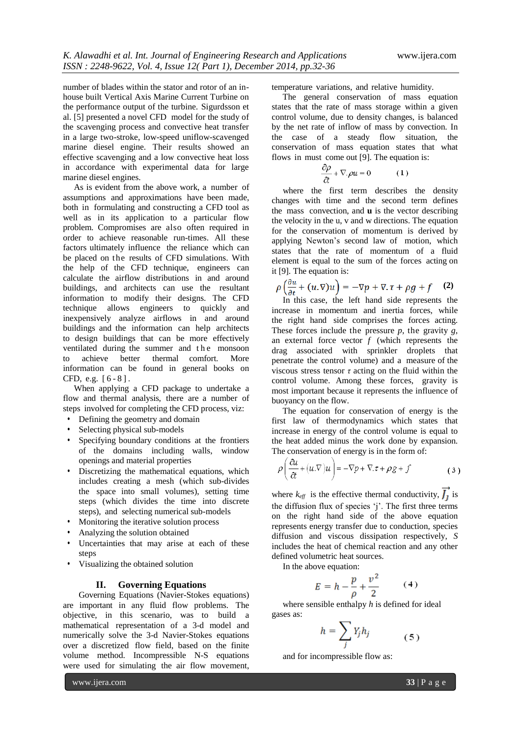number of blades within the stator and rotor of an in-house built Vertical Axis Marine Current Turbine on the performance output of the turbine. Sigurdsson et al. [5] presented a novel CFD model for the study of the scavenging process and convective heat transfer in a large two-stroke, low-speed uniflow-scavenged marine diesel engine. Their results showed an effective scavenging and a low convective heat loss in accordance with experimental data for large marine diesel engines.

As is evident from the above work, a number of assumptions and approximations have been made, both in formulating and constructing a CFD tool as well as in its application to a particular flow problem. Compromises are also often required in order to achieve reasonable run-times. All these factors ultimately influence the reliance which can be placed on the results of CFD simulations. With the help of the CFD technique, engineers can calculate the airflow distributions in and around buildings, and architects can use the resultant information to modify their designs. The CFD technique allows engineers to quickly and inexpensively analyze airflows in and around buildings and the information can help architects to design buildings that can be more effectively ventilated during the summer and the monsoon to achieve better thermal comfort. More information can be found in general books on CFD, e.g. [6-8].

When applying a CFD package to undertake a flow and thermal analysis, there are a number of steps involved for completing the CFD process, viz:

- Defining the geometry and domain
- Selecting physical sub-models
- Specifying boundary conditions at the frontiers of the domains including walls, window openings and material properties
- Discretizing the mathematical equations, which includes creating a mesh (which sub-divides the space into small volumes), setting time steps (which divides the time into discrete steps), and selecting numerical sub-models
- Monitoring the iterative solution process
- Analyzing the solution obtained
- Uncertainties that may arise at each of these steps
- Visualizing the obtained solution

## II. Governing Equations

Governing Equations (Navier-Stokes equations) are important in any fluid flow problems. The objective, in this scenario, was to build a mathematical representation of a 3-d model and numerically solve the 3-d Navier-Stokes equations over a discretized flow field, based on the finite volume method. Incompressible N-S equations were used for simulating the air flow movement, temperature variations, and relative humidity.

The general conservation of mass equation states that the rate of mass storage within a given control volume, due to density changes, is balanced by the net rate of inflow of mass by convection. In the case of a steady flow situation, the conservation of mass equation states that what flows in must come out [9]. The equation is:

$$\frac{\partial \rho}{\partial t} + \nabla . \rho u = 0 \qquad (1)$$

where the first term describes the density changes with time and the second term defines the mass convection, and **u** is the vector describing the velocity in the u, v and w directions. The equation for the conservation of momentum is derived by applying Newton's second law of motion, which states that the rate of momentum of a fluid element is equal to the sum of the forces acting on it [9]. The equation is:

$$\rho\left(\frac{\partial u}{\partial t} + (u.\nabla)u\right) = -\nabla p + \nabla.\tau + \rho g + f \qquad (2)$$

In this case, the left hand side represents the increase in momentum and inertia forces, while the right hand side comprises the forces acting. These forces include the pressure $p$, the gravity $g$, an external force vector $f$ (which represents the drag associated with sprinkler droplets that penetrate the control volume) and a measure of the viscous stress tensor $\tau$ acting on the fluid within the control volume. Among these forces, gravity is most important because it represents the influence of buoyancy on the flow.

The equation for conservation of energy is the first law of thermodynamics which states that increase in energy of the control volume is equal to the heat added minus the work done by expansion. The conservation of energy is in the form of:

$$\rho\left(\frac{\partial u}{\partial t} + (u.\nabla)u\right) = -\nabla p + \nabla.\tau + \rho g + f \qquad (3)$$

where $k_{eff}$ is the effective thermal conductivity, $\vec{J_j}$ is the diffusion flux of species 'j'. The first three terms on the right hand side of the above equation represents energy transfer due to conduction, species diffusion and viscous dissipation respectively, $S$ includes the heat of chemical reaction and any other defined volumetric heat sources.

In the above equation:

$$E = h - \frac{p}{\rho} + \frac{v^2}{2} \qquad (4)$$

where sensible enthalpy $h$ is defined for ideal gases as:

$$h = \sum_j Y_j h_j \qquad (5)$$

and for incompressible flow as: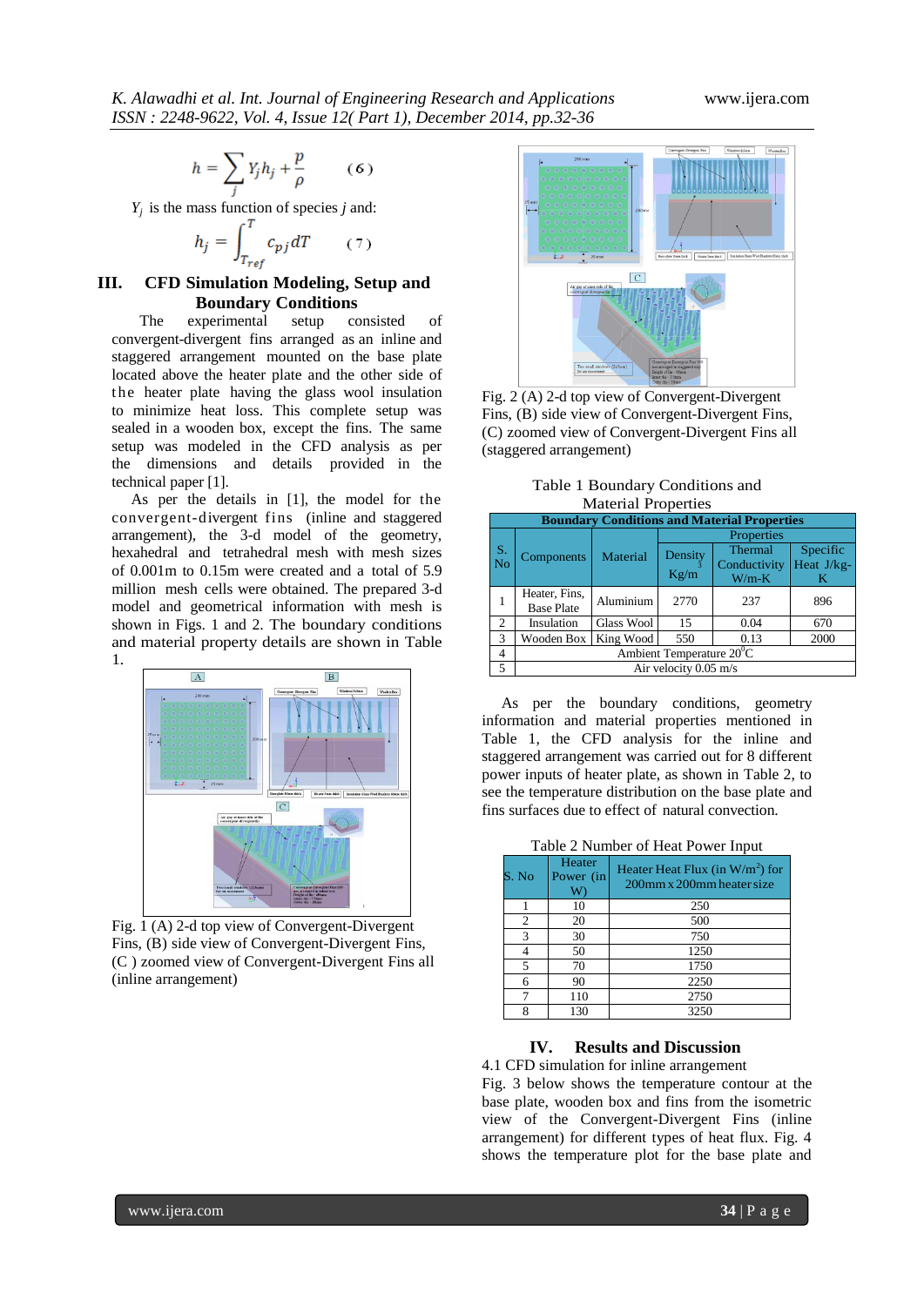$$h = \sum_j Y_j h_j + \frac{p}{\rho} \qquad (6)$$

$Y_j$ is the mass function of species $j$ and:

$$h_j = \int_{T_{ref}}^{T} c_{pj} dT \qquad (7)$$

## III. CFD Simulation Modeling, Setup and Boundary Conditions

The experimental setup consisted of convergent-divergent fins arranged as an inline and staggered arrangement mounted on the base plate located above the heater plate and the other side of the heater plate having the glass wool insulation to minimize heat loss. This complete setup was sealed in a wooden box, except the fins. The same setup was modeled in the CFD analysis as per the dimensions and details provided in the technical paper [1].

As per the details in [1], the model for the convergent-divergent fins (inline and staggered arrangement), the 3-d model of the geometry, hexahedral and tetrahedral mesh with mesh sizes of 0.001m to 0.15m were created and a total of 5.9 million mesh cells were obtained. The prepared 3-d model and geometrical information with mesh is shown in Figs. 1 and 2. The boundary conditions and material property details are shown in Table 1.

Fig. 1 (A) 2-d top view of Convergent-Divergent Fins, (B) side view of Convergent-Divergent Fins, (C ) zoomed view of Convergent-Divergent Fins all (inline arrangement)

Fig. 2 (A) 2-d top view of Convergent-Divergent Fins, (B) side view of Convergent-Divergent Fins, (C) zoomed view of Convergent-Divergent Fins all (staggered arrangement)

Table 1 Boundary Conditions and Material Properties

| Boundary Conditions and Material Properties | | | | | |
|---|---|---|---|---|---|
| S. No | Components | Material | Properties | | |
| | | | Density Kg/m$^3$ | Thermal Conductivity W/m-K | Specific Heat J/kg-K |
| 1 | Heater, Fins, Base Plate | Aluminium | 2770 | 237 | 896 |
| 2 | Insulation | Glass Wool | 15 | 0.04 | 670 |
| 3 | Wooden Box | King Wood | 550 | 0.13 | 2000 |
| 4 | Ambient Temperature 20$^0$C | | | | |
| 5 | Air velocity 0.05 m/s | | | | |

As per the boundary conditions, geometry information and material properties mentioned in Table 1, the CFD analysis for the inline and staggered arrangement was carried out for 8 different power inputs of heater plate, as shown in Table 2, to see the temperature distribution on the base plate and fins surfaces due to effect of natural convection.

Table 2 Number of Heat Power Input

| S. No | Heater Power (in W) | Heater Heat Flux (in W/m$^2$) for 200mm x 200mm heater size |
|---|---|---|
| 1 | 10 | 250 |
| 2 | 20 | 500 |
| 3 | 30 | 750 |
| 4 | 50 | 1250 |
| 5 | 70 | 1750 |
| 6 | 90 | 2250 |
| 7 | 110 | 2750 |
| 8 | 130 | 3250 |

## IV. Results and Discussion

4.1 CFD simulation for inline arrangement

Fig. 3 below shows the temperature contour at the base plate, wooden box and fins from the isometric view of the Convergent-Divergent Fins (inline arrangement) for different types of heat flux. Fig. 4 shows the temperature plot for the base plate and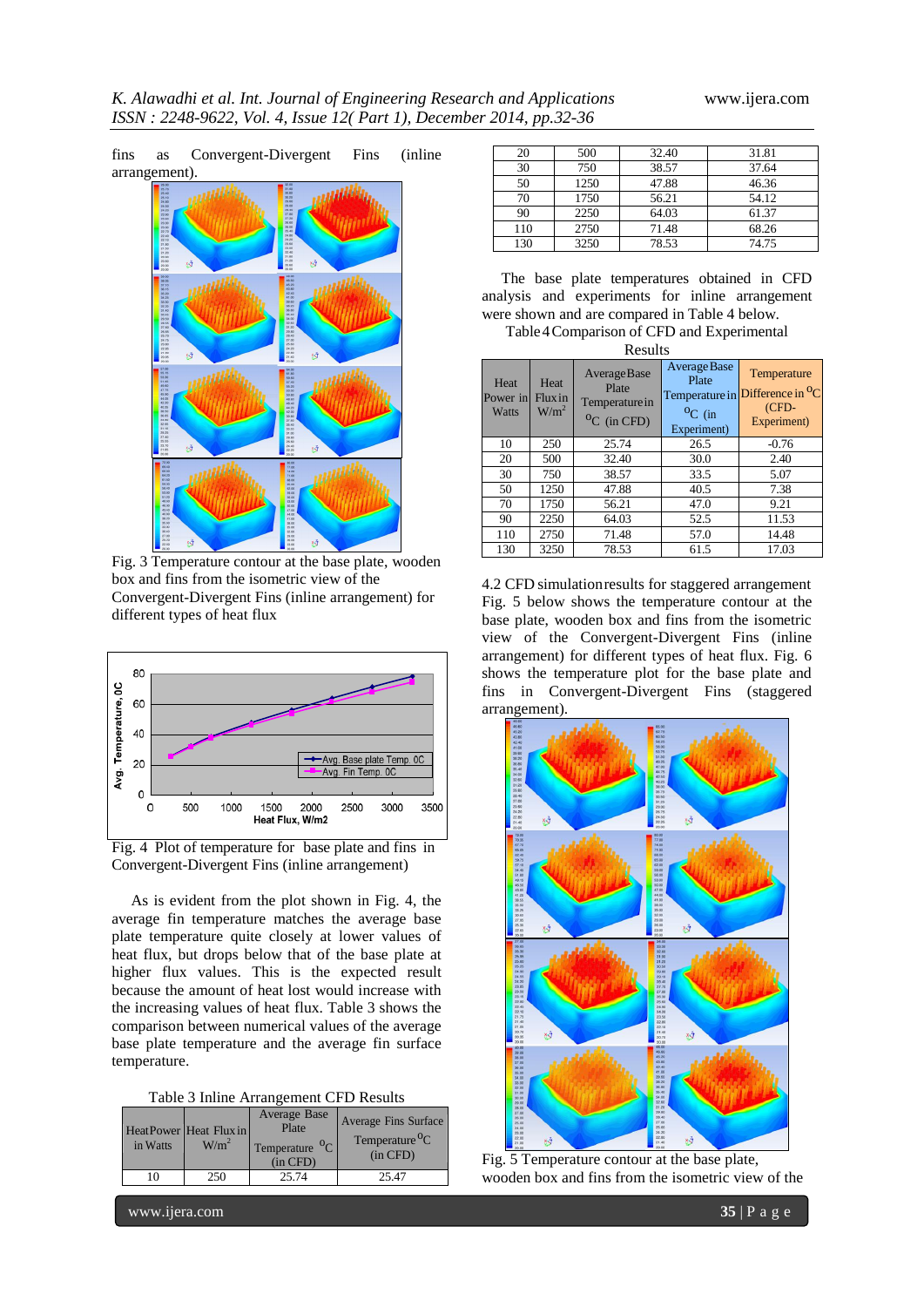fins as Convergent-Divergent Fins (inline arrangement).

Fig. 3 Temperature contour at the base plate, wooden box and fins from the isometric view of the Convergent-Divergent Fins (inline arrangement) for different types of heat flux

Fig. 4 Plot of temperature for base plate and fins in Convergent-Divergent Fins (inline arrangement)

As is evident from the plot shown in Fig. 4, the average fin temperature matches the average base plate temperature quite closely at lower values of heat flux, but drops below that of the base plate at higher flux values. This is the expected result because the amount of heat lost would increase with the increasing values of heat flux. Table 3 shows the comparison between numerical values of the average base plate temperature and the average fin surface temperature.

Table 3 Inline Arrangement CFD Results

| Heat Power in Watts | Heat Flux in $W/m^2$ | Average Base Plate Temperature $^0C$ (in CFD) | Average Fins Surface Temperature $^0C$ (in CFD) |
|---|---|---|---|
| 10 | 250 | 25.74 | 25.47 |
| 20 | 500 | 32.40 | 31.81 |
| 30 | 750 | 38.57 | 37.64 |
| 50 | 1250 | 47.88 | 46.36 |
| 70 | 1750 | 56.21 | 54.12 |
| 90 | 2250 | 64.03 | 61.37 |
| 110 | 2750 | 71.48 | 68.26 |
| 130 | 3250 | 78.53 | 74.75 |

The base plate temperatures obtained in CFD analysis and experiments for inline arrangement were shown and are compared in Table 4 below.

Table 4 Comparison of CFD and Experimental Results

| Heat Power in Watts | Heat Flux in $W/m^2$ | Average Base Plate Temperature in $^0C$ (in CFD) | Average Base Plate Temperature in $^0C$ (in Experiment) | Temperature Difference in $^0C$ (CFD-Experiment) |
|---|---|---|---|---|
| 10 | 250 | 25.74 | 26.5 | -0.76 |
| 20 | 500 | 32.40 | 30.0 | 2.40 |
| 30 | 750 | 38.57 | 33.5 | 5.07 |
| 50 | 1250 | 47.88 | 40.5 | 7.38 |
| 70 | 1750 | 56.21 | 47.0 | 9.21 |
| 90 | 2250 | 64.03 | 52.5 | 11.53 |
| 110 | 2750 | 71.48 | 57.0 | 14.48 |
| 130 | 3250 | 78.53 | 61.5 | 17.03 |

4.2 CFD simulation results for staggered arrangement

Fig. 5 below shows the temperature contour at the base plate, wooden box and fins from the isometric view of the Convergent-Divergent Fins (inline arrangement) for different types of heat flux. Fig. 6 shows the temperature plot for the base plate and fins in Convergent-Divergent Fins (staggered arrangement).

Fig. 5 Temperature contour at the base plate, wooden box and fins from the isometric view of the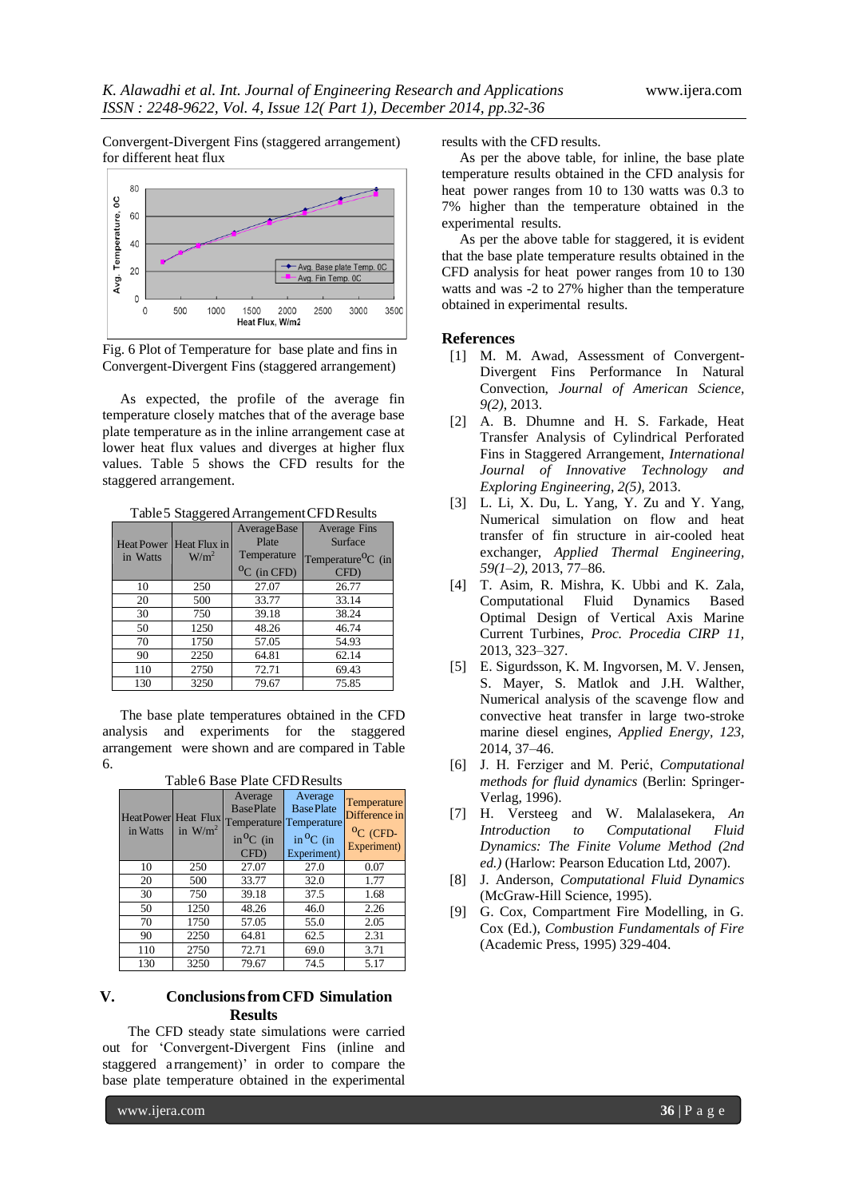Convergent-Divergent Fins (staggered arrangement) for different heat flux

80
60
40
20
0
Avg. Temperature, 0C
0 500 1000 1500 2000 2500 3000 3500
Heat Flux, W/m2
Avg. Base plate Temp. 0C
Avg. Fin Temp. 0C

Fig. 6 Plot of Temperature for base plate and fins in Convergent-Divergent Fins (staggered arrangement)

As expected, the profile of the average fin temperature closely matches that of the average base plate temperature as in the inline arrangement case at lower heat flux values and diverges at higher flux values. Table 5 shows the CFD results for the staggered arrangement.

Table 5 Staggered Arrangement CFD Results

| Heat Power in Watts | Heat Flux in W/m$^2$ | Average Base Plate Temperature $^{o}$C (in CFD) | Average Fins Surface Temperature $^{o}$C (in CFD) |
|---|---|---|---|
| 10 | 250 | 27.07 | 26.77 |
| 20 | 500 | 33.77 | 33.14 |
| 30 | 750 | 39.18 | 38.24 |
| 50 | 1250 | 48.26 | 46.74 |
| 70 | 1750 | 57.05 | 54.93 |
| 90 | 2250 | 64.81 | 62.14 |
| 110 | 2750 | 72.71 | 69.43 |
| 130 | 3250 | 79.67 | 75.85 |

The base plate temperatures obtained in the CFD analysis and experiments for the staggered arrangement were shown and are compared in Table 6.

Table 6 Base Plate CFD Results

| Heat Power in Watts | Heat Flux in W/m$^2$ | Average Base Plate Temperature in $^{o}$C (in CFD) | Average Base Plate Temperature in $^{o}$C (in Experiment) | Temperature Difference in $^{o}$C (CFD-Experiment) |
|---|---|---|---|---|
| 10 | 250 | 27.07 | 27.0 | 0.07 |
| 20 | 500 | 33.77 | 32.0 | 1.77 |
| 30 | 750 | 39.18 | 37.5 | 1.68 |
| 50 | 1250 | 48.26 | 46.0 | 2.26 |
| 70 | 1750 | 57.05 | 55.0 | 2.05 |
| 90 | 2250 | 64.81 | 62.5 | 2.31 |
| 110 | 2750 | 72.71 | 69.0 | 3.71 |
| 130 | 3250 | 79.67 | 74.5 | 5.17 |

## V. Conclusions from CFD Simulation Results

The CFD steady state simulations were carried out for 'Convergent-Divergent Fins (inline and staggered arrangement)' in order to compare the base plate temperature obtained in the experimental results with the CFD results.

As per the above table, for inline, the base plate temperature results obtained in the CFD analysis for heat power ranges from 10 to 130 watts was 0.3 to 7% higher than the temperature obtained in the experimental results.

As per the above table for staggered, it is evident that the base plate temperature results obtained in the CFD analysis for heat power ranges from 10 to 130 watts and was -2 to 27% higher than the temperature obtained in experimental results.

## References

[1] M. M. Awad, Assessment of Convergent-Divergent Fins Performance In Natural Convection, *Journal of American Science, 9(2),* 2013.

[2] A. B. Dhumne and H. S. Farkade, Heat Transfer Analysis of Cylindrical Perforated Fins in Staggered Arrangement, *International Journal of Innovative Technology and Exploring Engineering, 2(5),* 2013.

[3] L. Li, X. Du, L. Yang, Y. Zu and Y. Yang, Numerical simulation on flow and heat transfer of fin structure in air-cooled heat exchanger, *Applied Thermal Engineering, 59(1–2),* 2013, 77–86.

[4] T. Asim, R. Mishra, K. Ubbi and K. Zala, Computational Fluid Dynamics Based Optimal Design of Vertical Axis Marine Current Turbines, *Proc. Procedia CIRP 11,* 2013, 323–327.

[5] E. Sigurdsson, K. M. Ingvorsen, M. V. Jensen, S. Mayer, S. Matlok and J.H. Walther, Numerical analysis of the scavenge flow and convective heat transfer in large two-stroke marine diesel engines, *Applied Energy, 123,* 2014, 37–46.

[6] J. H. Ferziger and M. Perić, *Computational methods for fluid dynamics* (Berlin: Springer-Verlag, 1996).

[7] H. Versteeg and W. Malalasekera, *An Introduction to Computational Fluid Dynamics: The Finite Volume Method (2nd ed.)* (Harlow: Pearson Education Ltd, 2007).

[8] J. Anderson, *Computational Fluid Dynamics* (McGraw-Hill Science, 1995).

[9] G. Cox, Compartment Fire Modelling, in G. Cox (Ed.), *Combustion Fundamentals of Fire* (Academic Press, 1995) 329-404.